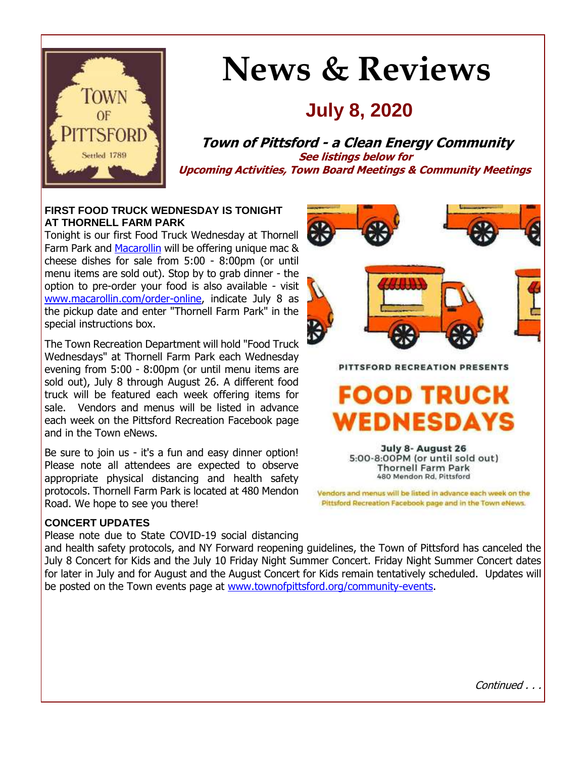# News & Reviews

## July 8, 2020

**_Town of Pittsford - a Clean Energy Community_**

**_See listings below for_**
**_Upcoming Activities, Town Board Meetings & Community Meetings_**

### FIRST FOOD TRUCK WEDNESDAY IS TONIGHT AT THORNELL FARM PARK

Tonight is our first Food Truck Wednesday at Thornell Farm Park and Macarollin will be offering unique mac & cheese dishes for sale from 5:00 - 8:00pm (or until menu items are sold out). Stop by to grab dinner - the option to pre-order your food is also available - visit www.macarollin.com/order-online, indicate July 8 as the pickup date and enter "Thornell Farm Park" in the special instructions box.

The Town Recreation Department will hold "Food Truck Wednesdays" at Thornell Farm Park each Wednesday evening from 5:00 - 8:00pm (or until menu items are sold out), July 8 through August 26. A different food truck will be featured each week offering items for sale. Vendors and menus will be listed in advance each week on the Pittsford Recreation Facebook page and in the Town eNews.

Be sure to join us - it's a fun and easy dinner option! Please note all attendees are expected to observe appropriate physical distancing and health safety protocols. Thornell Farm Park is located at 480 Mendon Road. We hope to see you there!

PITTSFORD RECREATION PRESENTS

**FOOD TRUCK WEDNESDAYS**

July 8- August 26
5:00-8:00PM (or until sold out)
Thornell Farm Park
480 Mendon Rd, Pittsford

Vendors and menus will be listed in advance each week on the Pittsford Recreation Facebook page and in the Town eNews.

### CONCERT UPDATES

Please note due to State COVID-19 social distancing and health safety protocols, and NY Forward reopening guidelines, the Town of Pittsford has canceled the July 8 Concert for Kids and the July 10 Friday Night Summer Concert. Friday Night Summer Concert dates for later in July and for August and the August Concert for Kids remain tentatively scheduled. Updates will be posted on the Town events page at www.townofpittsford.org/community-events.

*Continued . . .*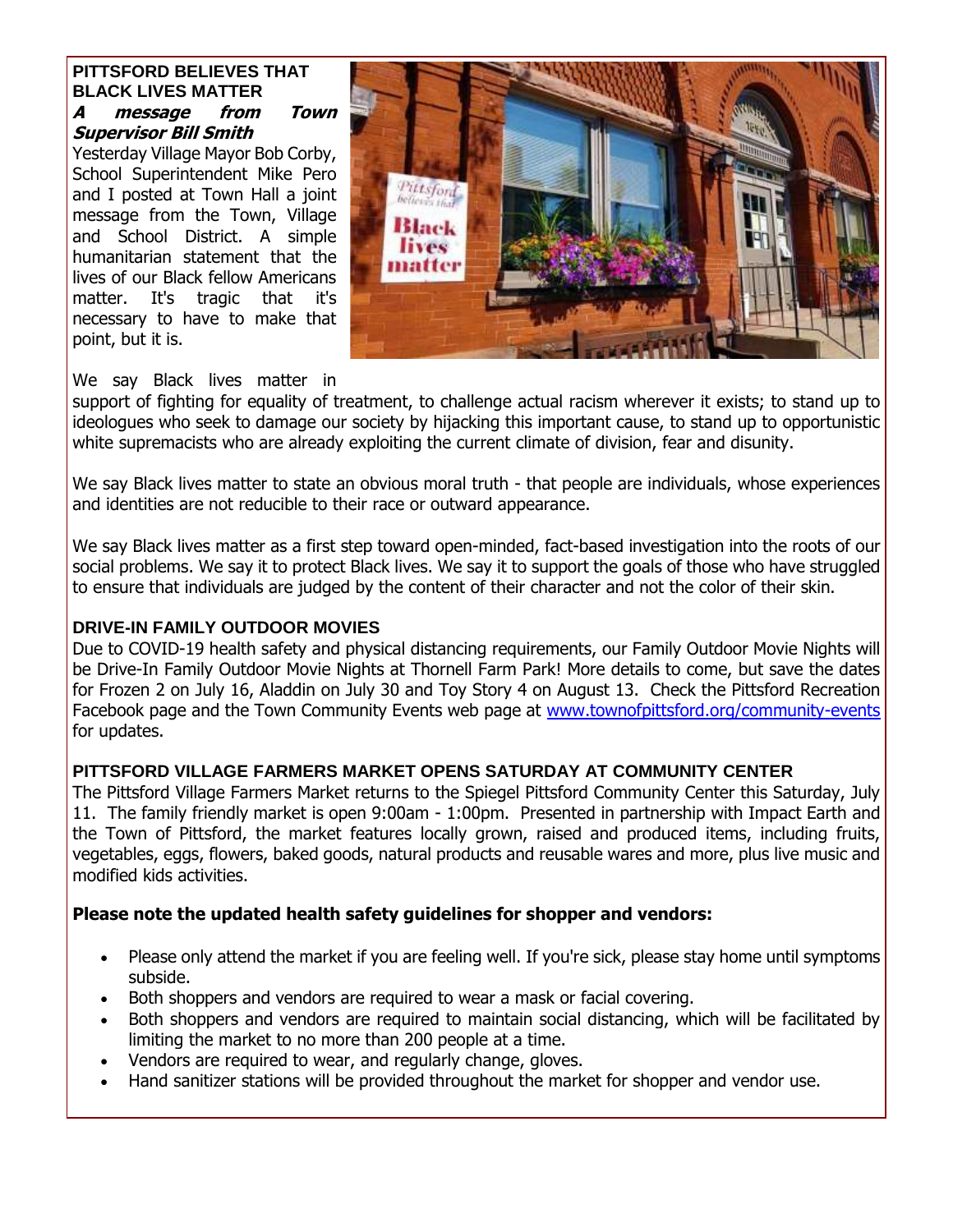## PITTSFORD BELIEVES THAT BLACK LIVES MATTER

***A message from Town Supervisor Bill Smith***

Yesterday Village Mayor Bob Corby, School Superintendent Mike Pero and I posted at Town Hall a joint message from the Town, Village and School District. A simple humanitarian statement that the lives of our Black fellow Americans matter. It's tragic that it's necessary to have to make that point, but it is.

We say Black lives matter in support of fighting for equality of treatment, to challenge actual racism wherever it exists; to stand up to ideologues who seek to damage our society by hijacking this important cause, to stand up to opportunistic white supremacists who are already exploiting the current climate of division, fear and disunity.

We say Black lives matter to state an obvious moral truth - that people are individuals, whose experiences and identities are not reducible to their race or outward appearance.

We say Black lives matter as a first step toward open-minded, fact-based investigation into the roots of our social problems. We say it to protect Black lives. We say it to support the goals of those who have struggled to ensure that individuals are judged by the content of their character and not the color of their skin.

## DRIVE-IN FAMILY OUTDOOR MOVIES

Due to COVID-19 health safety and physical distancing requirements, our Family Outdoor Movie Nights will be Drive-In Family Outdoor Movie Nights at Thornell Farm Park! More details to come, but save the dates for Frozen 2 on July 16, Aladdin on July 30 and Toy Story 4 on August 13. Check the Pittsford Recreation Facebook page and the Town Community Events web page at www.townofpittsford.org/community-events for updates.

## PITTSFORD VILLAGE FARMERS MARKET OPENS SATURDAY AT COMMUNITY CENTER

The Pittsford Village Farmers Market returns to the Spiegel Pittsford Community Center this Saturday, July 11. The family friendly market is open 9:00am - 1:00pm. Presented in partnership with Impact Earth and the Town of Pittsford, the market features locally grown, raised and produced items, including fruits, vegetables, eggs, flowers, baked goods, natural products and reusable wares and more, plus live music and modified kids activities.

**Please note the updated health safety guidelines for shopper and vendors:**

- Please only attend the market if you are feeling well. If you're sick, please stay home until symptoms subside.
- Both shoppers and vendors are required to wear a mask or facial covering.
- Both shoppers and vendors are required to maintain social distancing, which will be facilitated by limiting the market to no more than 200 people at a time.
- Vendors are required to wear, and regularly change, gloves.
- Hand sanitizer stations will be provided throughout the market for shopper and vendor use.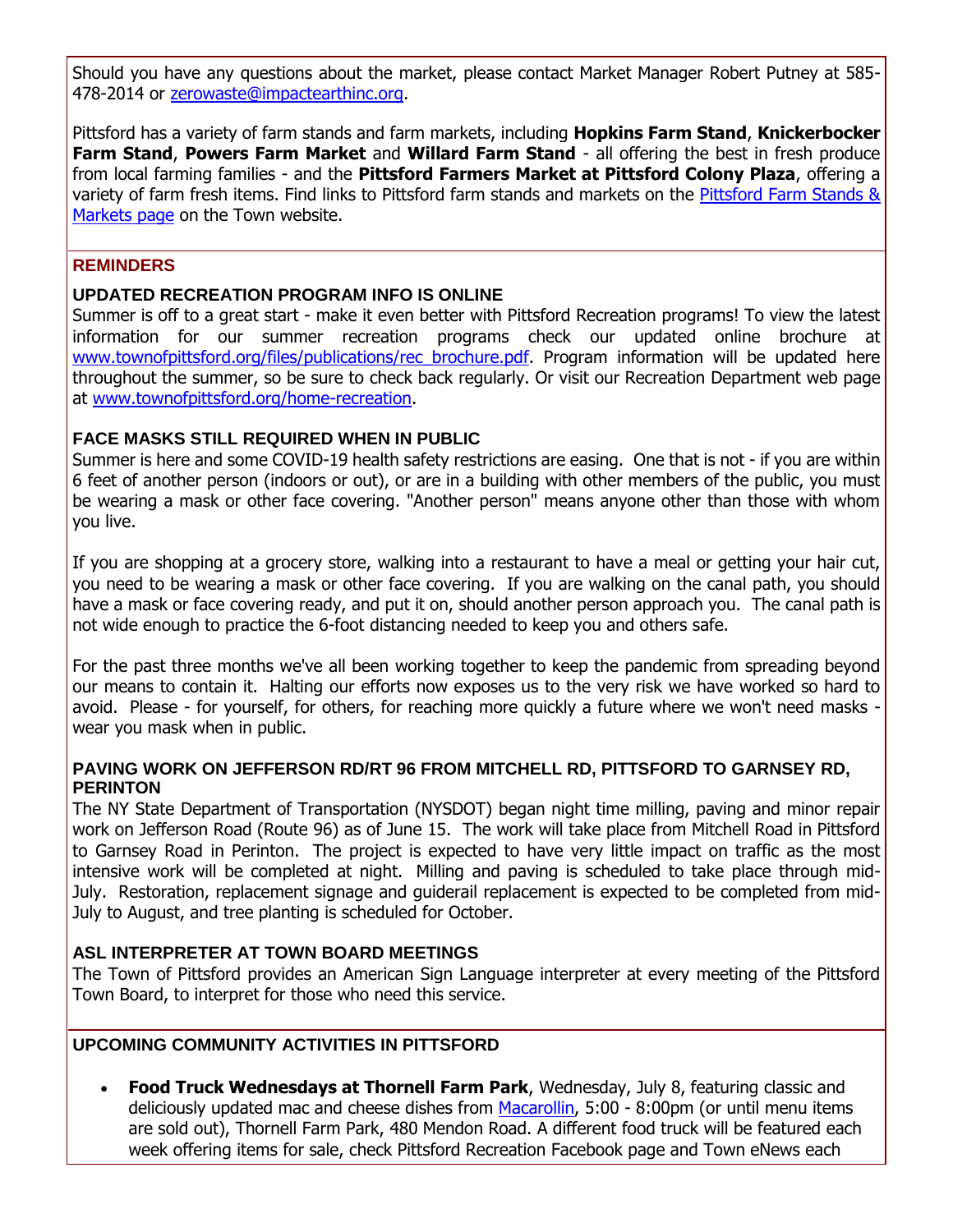Should you have any questions about the market, please contact Market Manager Robert Putney at 585-478-2014 or [zerowaste@impactearthinc.org](mailto:zerowaste@impactearthinc.org).

Pittsford has a variety of farm stands and farm markets, including **Hopkins Farm Stand**, **Knickerbocker Farm Stand**, **Powers Farm Market** and **Willard Farm Stand** - all offering the best in fresh produce from local farming families - and the **Pittsford Farmers Market at Pittsford Colony Plaza**, offering a variety of farm fresh items. Find links to Pittsford farm stands and markets on the Pittsford Farm Stands & Markets page on the Town website.

## REMINDERS

### UPDATED RECREATION PROGRAM INFO IS ONLINE

Summer is off to a great start - make it even better with Pittsford Recreation programs! To view the latest information for our summer recreation programs check our updated online brochure at www.townofpittsford.org/files/publications/rec_brochure.pdf. Program information will be updated here throughout the summer, so be sure to check back regularly. Or visit our Recreation Department web page at www.townofpittsford.org/home-recreation.

### FACE MASKS STILL REQUIRED WHEN IN PUBLIC

Summer is here and some COVID-19 health safety restrictions are easing. One that is not - if you are within 6 feet of another person (indoors or out), or are in a building with other members of the public, you must be wearing a mask or other face covering. "Another person" means anyone other than those with whom you live.

If you are shopping at a grocery store, walking into a restaurant to have a meal or getting your hair cut, you need to be wearing a mask or other face covering. If you are walking on the canal path, you should have a mask or face covering ready, and put it on, should another person approach you. The canal path is not wide enough to practice the 6-foot distancing needed to keep you and others safe.

For the past three months we've all been working together to keep the pandemic from spreading beyond our means to contain it. Halting our efforts now exposes us to the very risk we have worked so hard to avoid. Please - for yourself, for others, for reaching more quickly a future where we won't need masks - wear you mask when in public.

### PAVING WORK ON JEFFERSON RD/RT 96 FROM MITCHELL RD, PITTSFORD TO GARNSEY RD, PERINTON

The NY State Department of Transportation (NYSDOT) began night time milling, paving and minor repair work on Jefferson Road (Route 96) as of June 15. The work will take place from Mitchell Road in Pittsford to Garnsey Road in Perinton. The project is expected to have very little impact on traffic as the most intensive work will be completed at night. Milling and paving is scheduled to take place through mid-July. Restoration, replacement signage and guiderail replacement is expected to be completed from mid-July to August, and tree planting is scheduled for October.

### ASL INTERPRETER AT TOWN BOARD MEETINGS

The Town of Pittsford provides an American Sign Language interpreter at every meeting of the Pittsford Town Board, to interpret for those who need this service.

## UPCOMING COMMUNITY ACTIVITIES IN PITTSFORD

- **Food Truck Wednesdays at Thornell Farm Park**, Wednesday, July 8, featuring classic and deliciously updated mac and cheese dishes from Macarollin, 5:00 - 8:00pm (or until menu items are sold out), Thornell Farm Park, 480 Mendon Road. A different food truck will be featured each week offering items for sale, check Pittsford Recreation Facebook page and Town eNews each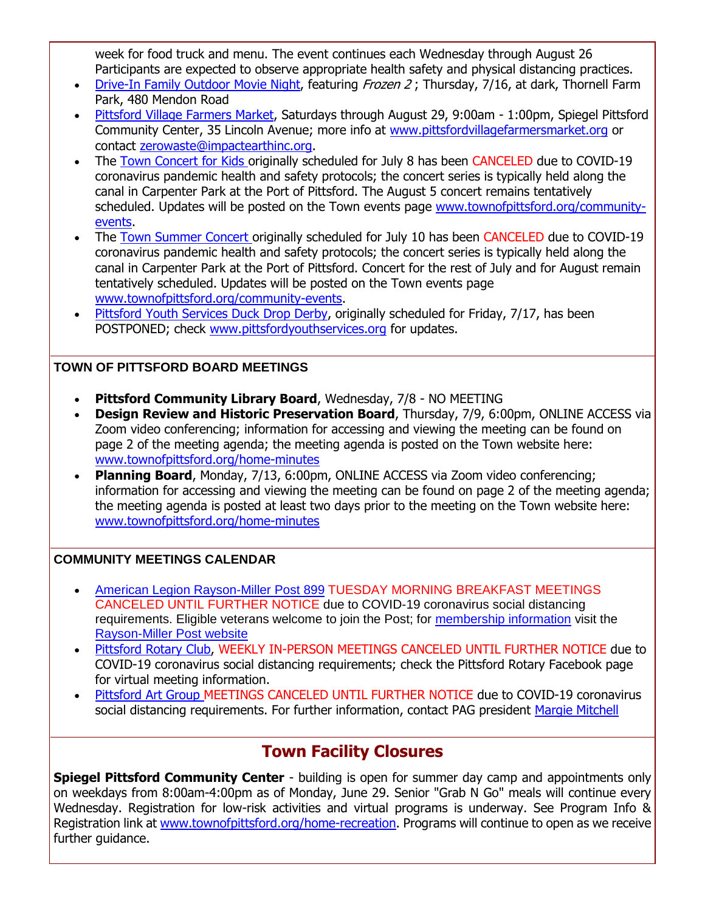week for food truck and menu. The event continues each Wednesday through August 26 Participants are expected to observe appropriate health safety and physical distancing practices.

- Drive-In Family Outdoor Movie Night, featuring *Frozen 2* ; Thursday, 7/16, at dark, Thornell Farm Park, 480 Mendon Road
- Pittsford Village Farmers Market, Saturdays through August 29, 9:00am - 1:00pm, Spiegel Pittsford Community Center, 35 Lincoln Avenue; more info at www.pittsfordvillagefarmersmarket.org or contact zerowaste@impactearthinc.org.
- The Town Concert for Kids originally scheduled for July 8 has been CANCELED due to COVID-19 coronavirus pandemic health and safety protocols; the concert series is typically held along the canal in Carpenter Park at the Port of Pittsford. The August 5 concert remains tentatively scheduled. Updates will be posted on the Town events page www.townofpittsford.org/community-events.
- The Town Summer Concert originally scheduled for July 10 has been CANCELED due to COVID-19 coronavirus pandemic health and safety protocols; the concert series is typically held along the canal in Carpenter Park at the Port of Pittsford. Concert for the rest of July and for August remain tentatively scheduled. Updates will be posted on the Town events page www.townofpittsford.org/community-events.
- Pittsford Youth Services Duck Drop Derby, originally scheduled for Friday, 7/17, has been POSTPONED; check www.pittsfordyouthservices.org for updates.

### TOWN OF PITTSFORD BOARD MEETINGS

- **Pittsford Community Library Board**, Wednesday, 7/8 - NO MEETING
- **Design Review and Historic Preservation Board**, Thursday, 7/9, 6:00pm, ONLINE ACCESS via Zoom video conferencing; information for accessing and viewing the meeting can be found on page 2 of the meeting agenda; the meeting agenda is posted on the Town website here: www.townofpittsford.org/home-minutes
- **Planning Board**, Monday, 7/13, 6:00pm, ONLINE ACCESS via Zoom video conferencing; information for accessing and viewing the meeting can be found on page 2 of the meeting agenda; the meeting agenda is posted at least two days prior to the meeting on the Town website here: www.townofpittsford.org/home-minutes

### COMMUNITY MEETINGS CALENDAR

- American Legion Rayson-Miller Post 899 TUESDAY MORNING BREAKFAST MEETINGS CANCELED UNTIL FURTHER NOTICE due to COVID-19 coronavirus social distancing requirements. Eligible veterans welcome to join the Post; for membership information visit the Rayson-Miller Post website
- Pittsford Rotary Club, WEEKLY IN-PERSON MEETINGS CANCELED UNTIL FURTHER NOTICE due to COVID-19 coronavirus social distancing requirements; check the Pittsford Rotary Facebook page for virtual meeting information.
- Pittsford Art Group MEETINGS CANCELED UNTIL FURTHER NOTICE due to COVID-19 coronavirus social distancing requirements. For further information, contact PAG president Margie Mitchell

## Town Facility Closures

**Spiegel Pittsford Community Center** - building is open for summer day camp and appointments only on weekdays from 8:00am-4:00pm as of Monday, June 29. Senior "Grab N Go" meals will continue every Wednesday. Registration for low-risk activities and virtual programs is underway. See Program Info & Registration link at www.townofpittsford.org/home-recreation. Programs will continue to open as we receive further guidance.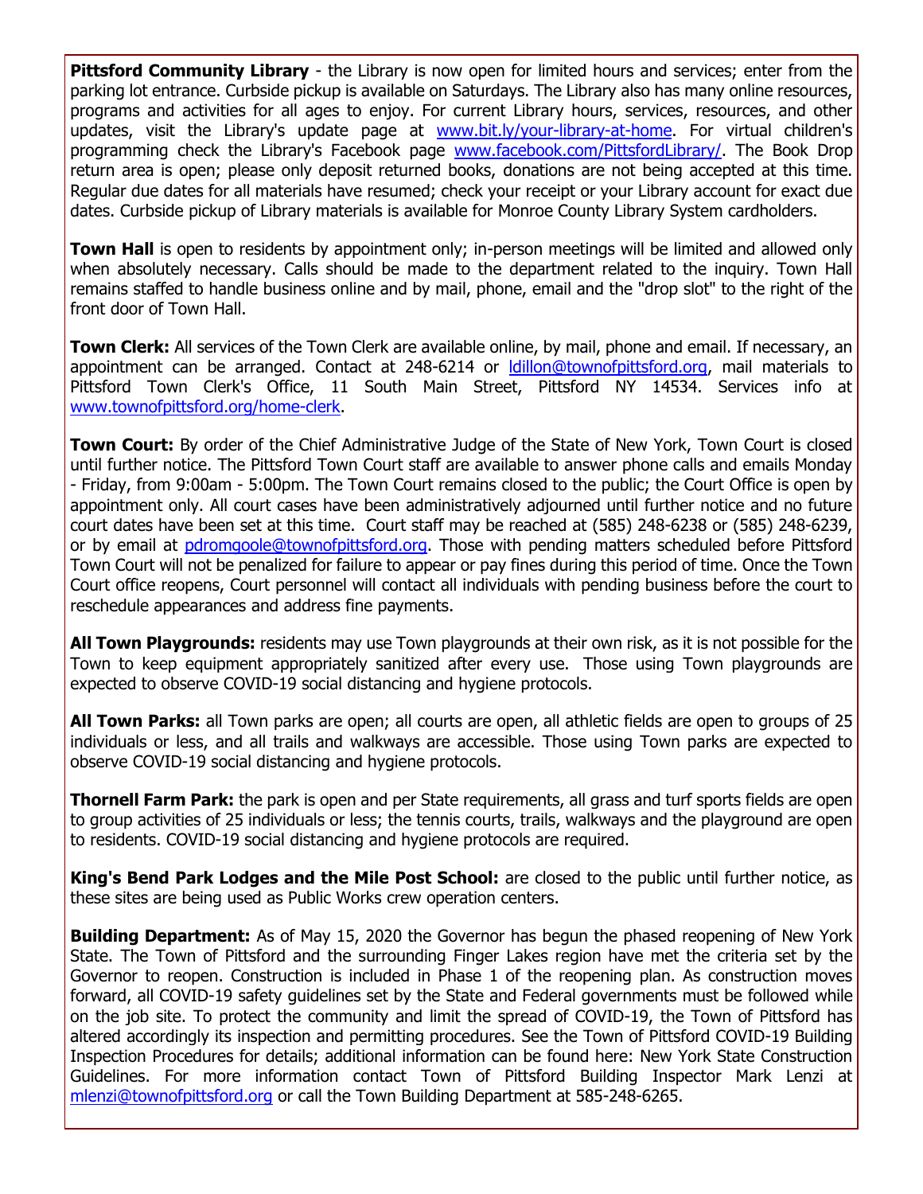**Pittsford Community Library** - the Library is now open for limited hours and services; enter from the parking lot entrance. Curbside pickup is available on Saturdays. The Library also has many online resources, programs and activities for all ages to enjoy. For current Library hours, services, resources, and other updates, visit the Library's update page at www.bit.ly/your-library-at-home. For virtual children's programming check the Library's Facebook page www.facebook.com/PittsfordLibrary/. The Book Drop return area is open; please only deposit returned books, donations are not being accepted at this time. Regular due dates for all materials have resumed; check your receipt or your Library account for exact due dates. Curbside pickup of Library materials is available for Monroe County Library System cardholders.

**Town Hall** is open to residents by appointment only; in-person meetings will be limited and allowed only when absolutely necessary. Calls should be made to the department related to the inquiry. Town Hall remains staffed to handle business online and by mail, phone, email and the "drop slot" to the right of the front door of Town Hall.

**Town Clerk:** All services of the Town Clerk are available online, by mail, phone and email. If necessary, an appointment can be arranged. Contact at 248-6214 or ldillon@townofpittsford.org, mail materials to Pittsford Town Clerk's Office, 11 South Main Street, Pittsford NY 14534. Services info at www.townofpittsford.org/home-clerk.

**Town Court:** By order of the Chief Administrative Judge of the State of New York, Town Court is closed until further notice. The Pittsford Town Court staff are available to answer phone calls and emails Monday - Friday, from 9:00am - 5:00pm. The Town Court remains closed to the public; the Court Office is open by appointment only. All court cases have been administratively adjourned until further notice and no future court dates have been set at this time. Court staff may be reached at (585) 248-6238 or (585) 248-6239, or by email at pdromgoole@townofpittsford.org. Those with pending matters scheduled before Pittsford Town Court will not be penalized for failure to appear or pay fines during this period of time. Once the Town Court office reopens, Court personnel will contact all individuals with pending business before the court to reschedule appearances and address fine payments.

**All Town Playgrounds:** residents may use Town playgrounds at their own risk, as it is not possible for the Town to keep equipment appropriately sanitized after every use. Those using Town playgrounds are expected to observe COVID-19 social distancing and hygiene protocols.

**All Town Parks:** all Town parks are open; all courts are open, all athletic fields are open to groups of 25 individuals or less, and all trails and walkways are accessible. Those using Town parks are expected to observe COVID-19 social distancing and hygiene protocols.

**Thornell Farm Park:** the park is open and per State requirements, all grass and turf sports fields are open to group activities of 25 individuals or less; the tennis courts, trails, walkways and the playground are open to residents. COVID-19 social distancing and hygiene protocols are required.

**King's Bend Park Lodges and the Mile Post School:** are closed to the public until further notice, as these sites are being used as Public Works crew operation centers.

**Building Department:** As of May 15, 2020 the Governor has begun the phased reopening of New York State. The Town of Pittsford and the surrounding Finger Lakes region have met the criteria set by the Governor to reopen. Construction is included in Phase 1 of the reopening plan. As construction moves forward, all COVID-19 safety guidelines set by the State and Federal governments must be followed while on the job site. To protect the community and limit the spread of COVID-19, the Town of Pittsford has altered accordingly its inspection and permitting procedures. See the Town of Pittsford COVID-19 Building Inspection Procedures for details; additional information can be found here: New York State Construction Guidelines. For more information contact Town of Pittsford Building Inspector Mark Lenzi at mlenzi@townofpittsford.org or call the Town Building Department at 585-248-6265.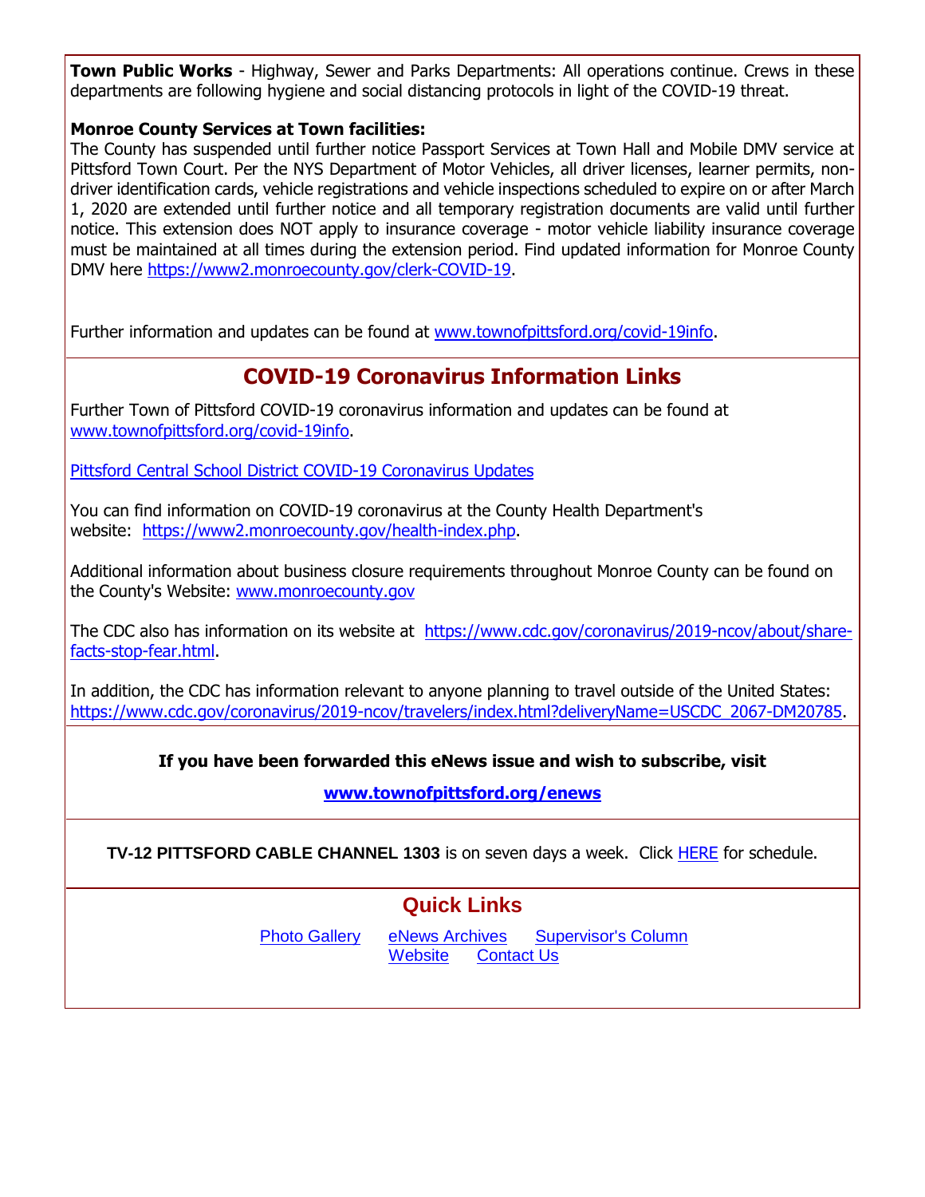**Town Public Works** - Highway, Sewer and Parks Departments: All operations continue. Crews in these departments are following hygiene and social distancing protocols in light of the COVID-19 threat.

**Monroe County Services at Town facilities:**
The County has suspended until further notice Passport Services at Town Hall and Mobile DMV service at Pittsford Town Court. Per the NYS Department of Motor Vehicles, all driver licenses, learner permits, non-driver identification cards, vehicle registrations and vehicle inspections scheduled to expire on or after March 1, 2020 are extended until further notice and all temporary registration documents are valid until further notice. This extension does NOT apply to insurance coverage - motor vehicle liability insurance coverage must be maintained at all times during the extension period. Find updated information for Monroe County DMV here https://www2.monroecounty.gov/clerk-COVID-19.

Further information and updates can be found at www.townofpittsford.org/covid-19info.

## COVID-19 Coronavirus Information Links

Further Town of Pittsford COVID-19 coronavirus information and updates can be found at www.townofpittsford.org/covid-19info.

Pittsford Central School District COVID-19 Coronavirus Updates

You can find information on COVID-19 coronavirus at the County Health Department's website: https://www2.monroecounty.gov/health-index.php.

Additional information about business closure requirements throughout Monroe County can be found on the County's Website: www.monroecounty.gov

The CDC also has information on its website at https://www.cdc.gov/coronavirus/2019-ncov/about/share-facts-stop-fear.html.

In addition, the CDC has information relevant to anyone planning to travel outside of the United States: https://www.cdc.gov/coronavirus/2019-ncov/travelers/index.html?deliveryName=USCDC_2067-DM20785.

**If you have been forwarded this eNews issue and wish to subscribe, visit**

**www.townofpittsford.org/enews**

**TV-12 PITTSFORD CABLE CHANNEL 1303** is on seven days a week. Click HERE for schedule.

## Quick Links

Photo Gallery eNews Archives Supervisor's Column
Website Contact Us